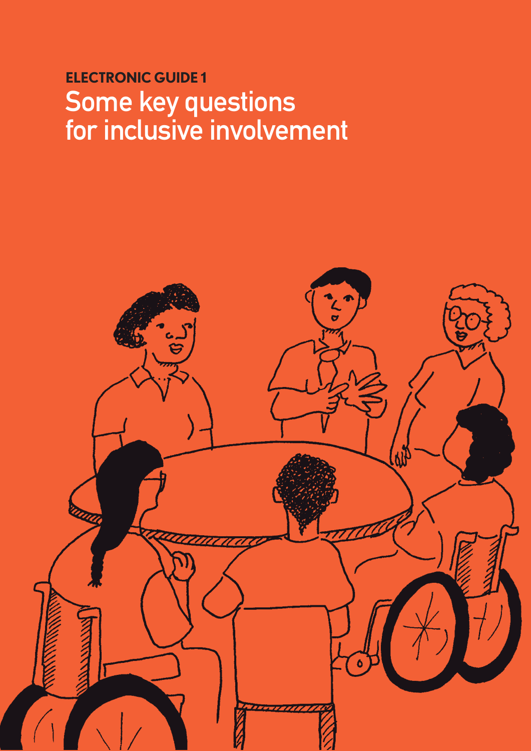**ELECTRONIC GUIDE 1**

# Some key questions for inclusive involvement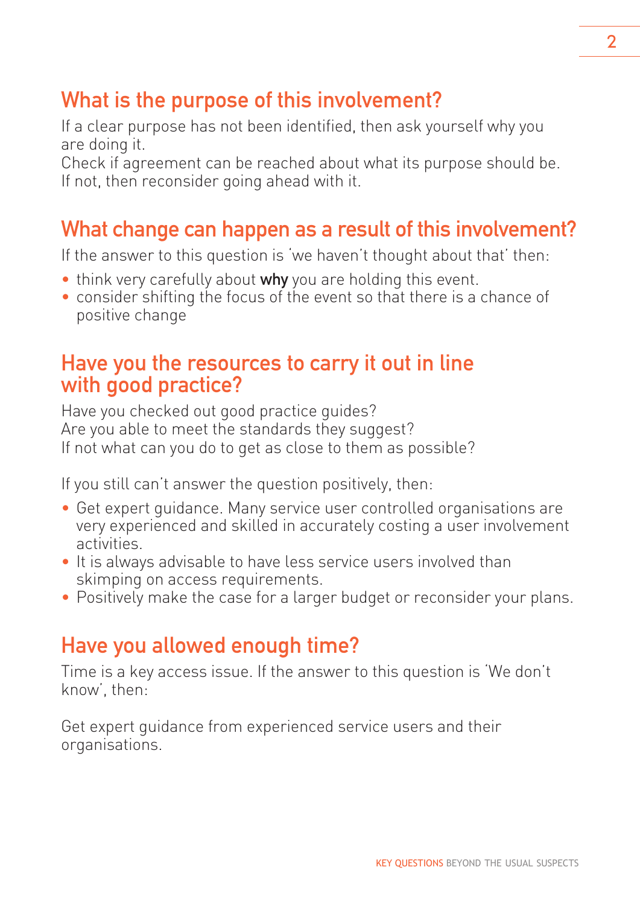## What is the purpose of this involvement?

If a clear purpose has not been identified, then ask yourself why you are doing it.
Check if agreement can be reached about what its purpose should be. If not, then reconsider going ahead with it.

## What change can happen as a result of this involvement?

If the answer to this question is 'we haven't thought about that' then:

- think very carefully about **why** you are holding this event.
- consider shifting the focus of the event so that there is a chance of positive change

## Have you the resources to carry it out in line with good practice?

Have you checked out good practice guides?
Are you able to meet the standards they suggest?
If not what can you do to get as close to them as possible?

If you still can't answer the question positively, then:

- Get expert guidance. Many service user controlled organisations are very experienced and skilled in accurately costing a user involvement activities.
- It is always advisable to have less service users involved than skimping on access requirements.
- Positively make the case for a larger budget or reconsider your plans.

## Have you allowed enough time?

Time is a key access issue. If the answer to this question is 'We don't know', then:

Get expert guidance from experienced service users and their organisations.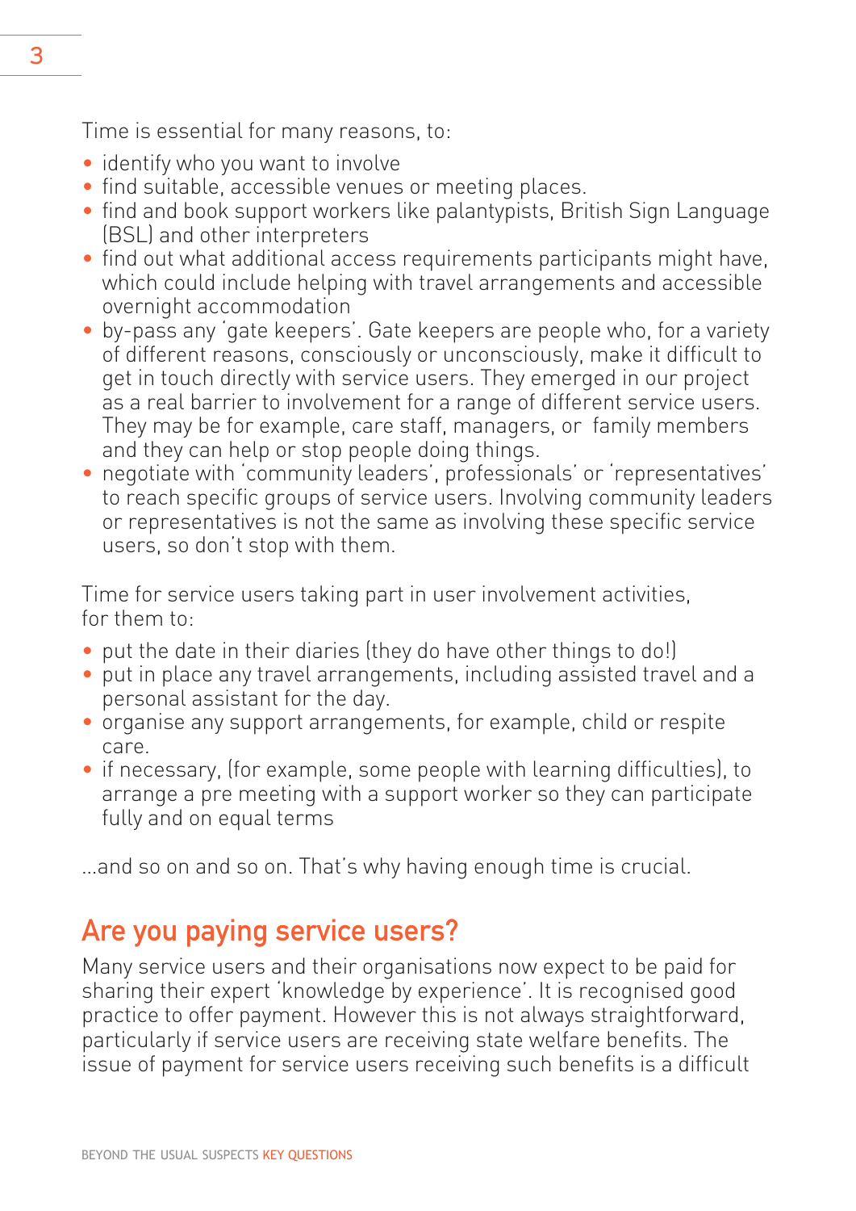Time is essential for many reasons, to:

- identify who you want to involve
- find suitable, accessible venues or meeting places.
- find and book support workers like palantypists, British Sign Language (BSL) and other interpreters
- find out what additional access requirements participants might have, which could include helping with travel arrangements and accessible overnight accommodation
- by-pass any 'gate keepers'. Gate keepers are people who, for a variety of different reasons, consciously or unconsciously, make it difficult to get in touch directly with service users. They emerged in our project as a real barrier to involvement for a range of different service users. They may be for example, care staff, managers, or family members and they can help or stop people doing things.
- negotiate with 'community leaders', professionals' or 'representatives' to reach specific groups of service users. Involving community leaders or representatives is not the same as involving these specific service users, so don't stop with them.

Time for service users taking part in user involvement activities, for them to:

- put the date in their diaries (they do have other things to do!)
- put in place any travel arrangements, including assisted travel and a personal assistant for the day.
- organise any support arrangements, for example, child or respite care.
- if necessary, (for example, some people with learning difficulties), to arrange a pre meeting with a support worker so they can participate fully and on equal terms

...and so on and so on. That's why having enough time is crucial.

## Are you paying service users?

Many service users and their organisations now expect to be paid for sharing their expert 'knowledge by experience'. It is recognised good practice to offer payment. However this is not always straightforward, particularly if service users are receiving state welfare benefits. The issue of payment for service users receiving such benefits is a difficult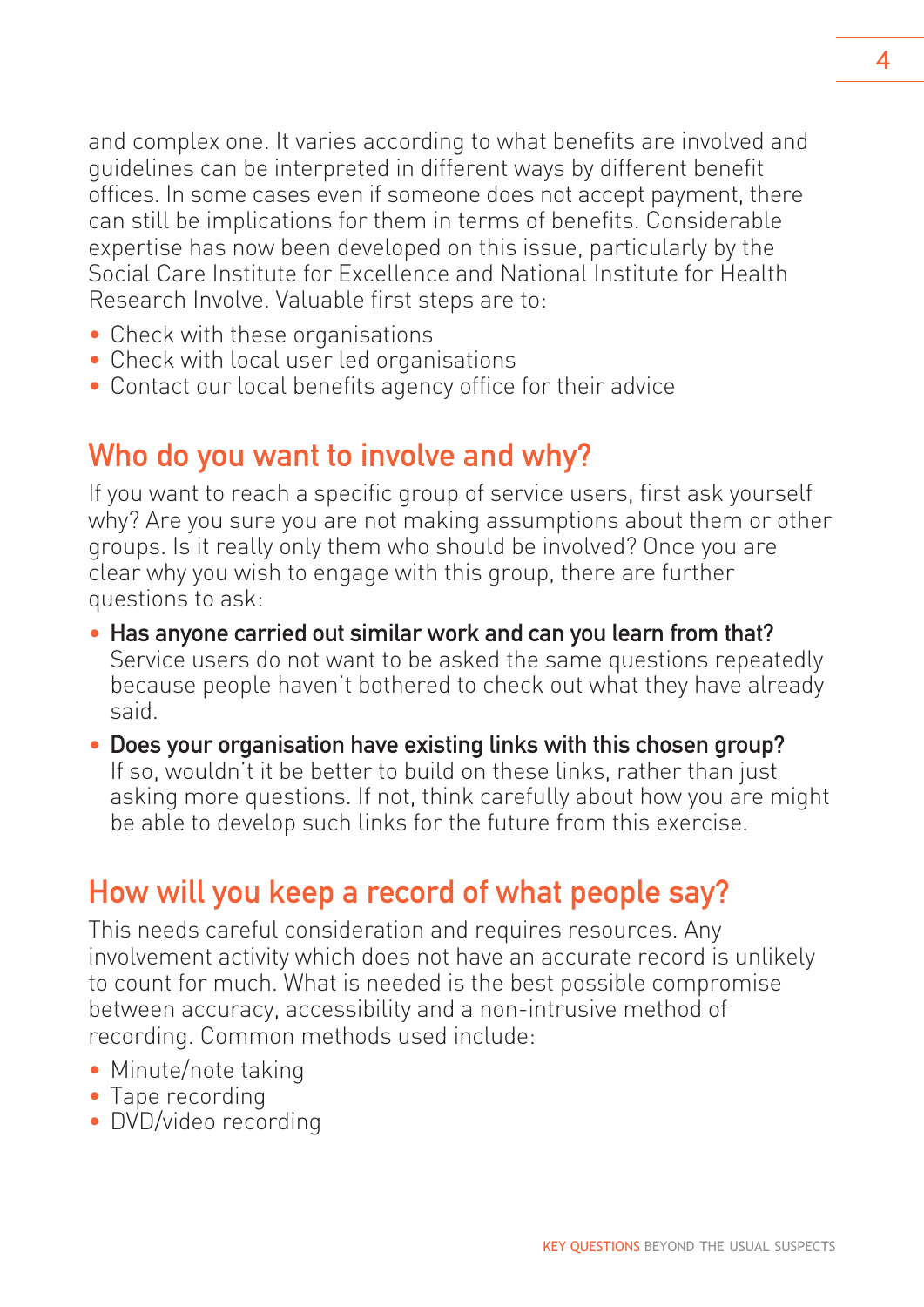and complex one. It varies according to what benefits are involved and guidelines can be interpreted in different ways by different benefit offices. In some cases even if someone does not accept payment, there can still be implications for them in terms of benefits. Considerable expertise has now been developed on this issue, particularly by the Social Care Institute for Excellence and National Institute for Health Research Involve. Valuable first steps are to:

- Check with these organisations
- Check with local user led organisations
- Contact our local benefits agency office for their advice

## Who do you want to involve and why?

If you want to reach a specific group of service users, first ask yourself why? Are you sure you are not making assumptions about them or other groups. Is it really only them who should be involved? Once you are clear why you wish to engage with this group, there are further questions to ask:

- **Has anyone carried out similar work and can you learn from that?** Service users do not want to be asked the same questions repeatedly because people haven't bothered to check out what they have already said.
- **Does your organisation have existing links with this chosen group?** If so, wouldn't it be better to build on these links, rather than just asking more questions. If not, think carefully about how you are might be able to develop such links for the future from this exercise.

## How will you keep a record of what people say?

This needs careful consideration and requires resources. Any involvement activity which does not have an accurate record is unlikely to count for much. What is needed is the best possible compromise between accuracy, accessibility and a non-intrusive method of recording. Common methods used include:

- Minute/note taking
- Tape recording
- DVD/video recording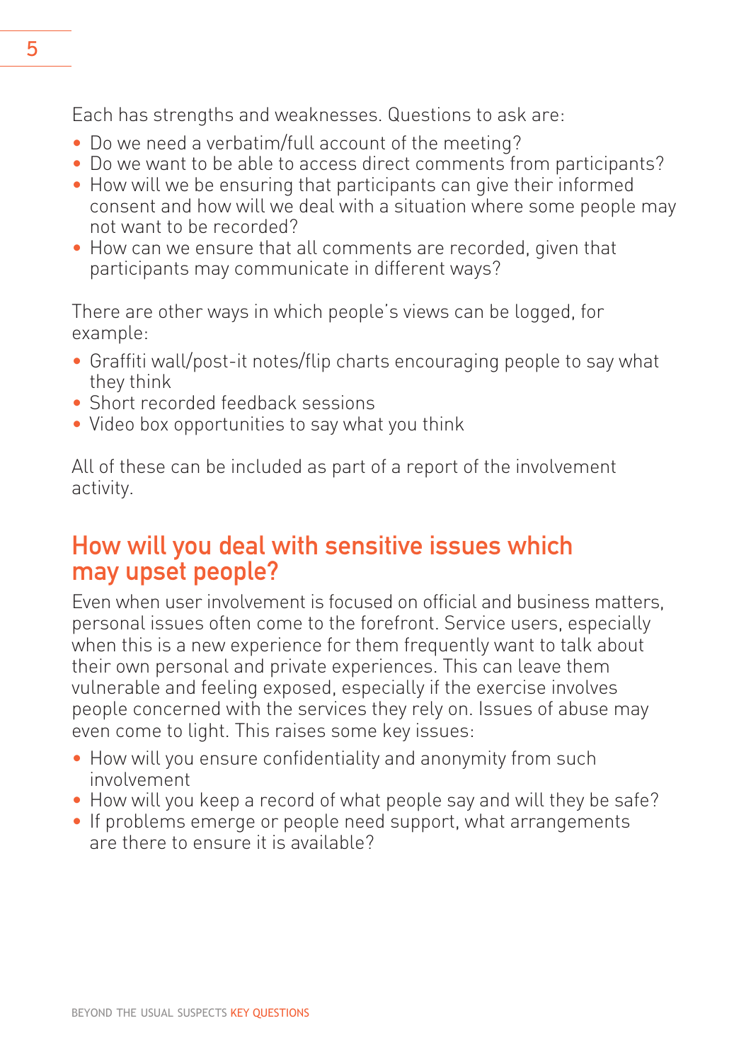Each has strengths and weaknesses. Questions to ask are:

- Do we need a verbatim/full account of the meeting?
- Do we want to be able to access direct comments from participants?
- How will we be ensuring that participants can give their informed consent and how will we deal with a situation where some people may not want to be recorded?
- How can we ensure that all comments are recorded, given that participants may communicate in different ways?

There are other ways in which people's views can be logged, for example:

- Graffiti wall/post-it notes/flip charts encouraging people to say what they think
- Short recorded feedback sessions
- Video box opportunities to say what you think

All of these can be included as part of a report of the involvement activity.

## How will you deal with sensitive issues which may upset people?

Even when user involvement is focused on official and business matters, personal issues often come to the forefront. Service users, especially when this is a new experience for them frequently want to talk about their own personal and private experiences. This can leave them vulnerable and feeling exposed, especially if the exercise involves people concerned with the services they rely on. Issues of abuse may even come to light. This raises some key issues:

- How will you ensure confidentiality and anonymity from such involvement
- How will you keep a record of what people say and will they be safe?
- If problems emerge or people need support, what arrangements are there to ensure it is available?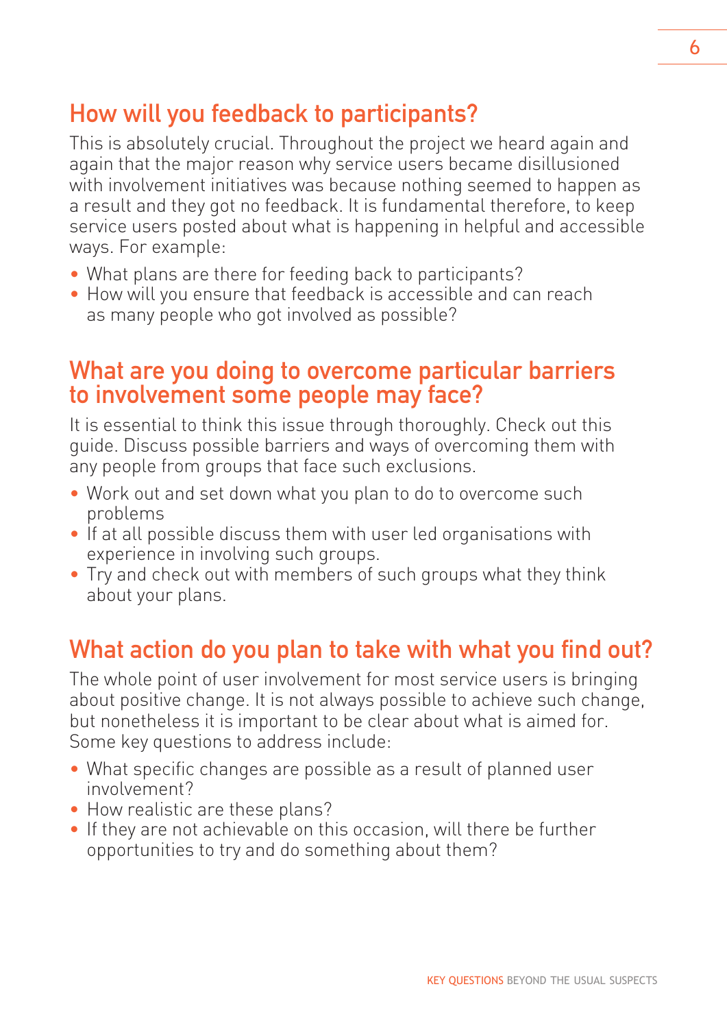## How will you feedback to participants?

This is absolutely crucial. Throughout the project we heard again and again that the major reason why service users became disillusioned with involvement initiatives was because nothing seemed to happen as a result and they got no feedback. It is fundamental therefore, to keep service users posted about what is happening in helpful and accessible ways. For example:

- What plans are there for feeding back to participants?
- How will you ensure that feedback is accessible and can reach as many people who got involved as possible?

## What are you doing to overcome particular barriers to involvement some people may face?

It is essential to think this issue through thoroughly. Check out this guide. Discuss possible barriers and ways of overcoming them with any people from groups that face such exclusions.

- Work out and set down what you plan to do to overcome such problems
- If at all possible discuss them with user led organisations with experience in involving such groups.
- Try and check out with members of such groups what they think about your plans.

## What action do you plan to take with what you find out?

The whole point of user involvement for most service users is bringing about positive change. It is not always possible to achieve such change, but nonetheless it is important to be clear about what is aimed for. Some key questions to address include:

- What specific changes are possible as a result of planned user involvement?
- How realistic are these plans?
- If they are not achievable on this occasion, will there be further opportunities to try and do something about them?